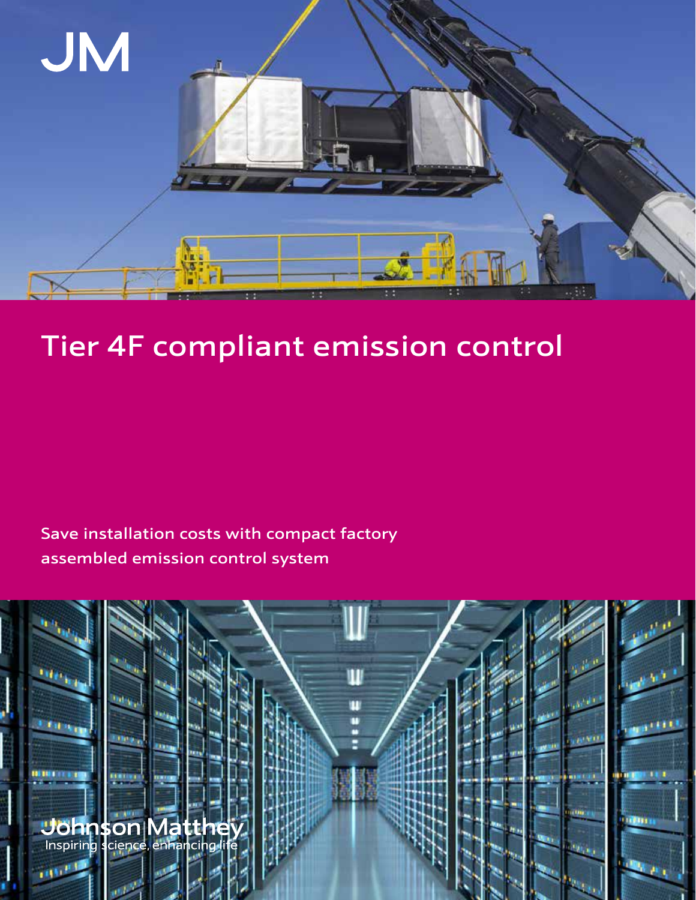JM

# Tier 4F compliant emission control

Save installation costs with compact factory assembled emission control system

Johnson Matthey
Inspiring science, enhancing life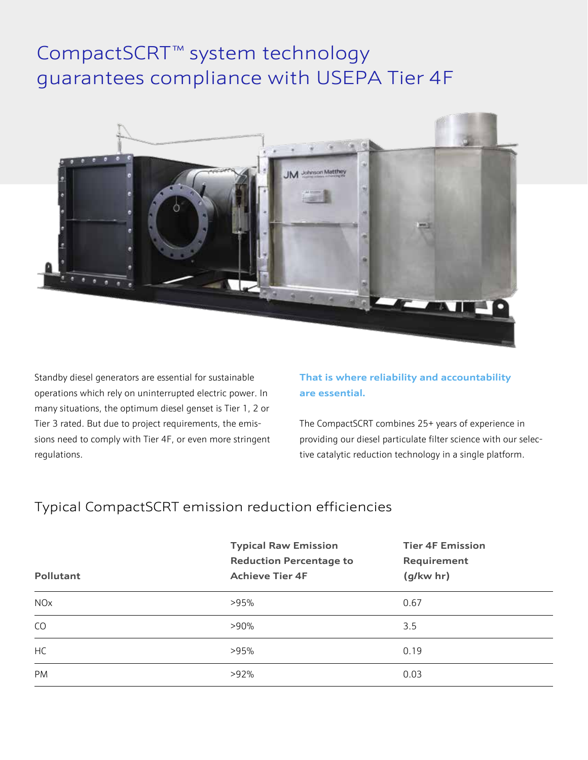# CompactSCRT™ system technology guarantees compliance with USEPA Tier 4F

Standby diesel generators are essential for sustainable operations which rely on uninterrupted electric power. In many situations, the optimum diesel genset is Tier 1, 2 or Tier 3 rated. But due to project requirements, the emissions need to comply with Tier 4F, or even more stringent regulations.

**That is where reliability and accountability are essential.**

The CompactSCRT combines 25+ years of experience in providing our diesel particulate filter science with our selective catalytic reduction technology in a single platform.

## Typical CompactSCRT emission reduction efficiencies

| Pollutant | Typical Raw Emission Reduction Percentage to Achieve Tier 4F | Tier 4F Emission Requirement (g/kw hr) |
|---|---|---|
| $NO_x$ | >95% | 0.67 |
| CO | >90% | 3.5 |
| HC | >95% | 0.19 |
| PM | >92% | 0.03 |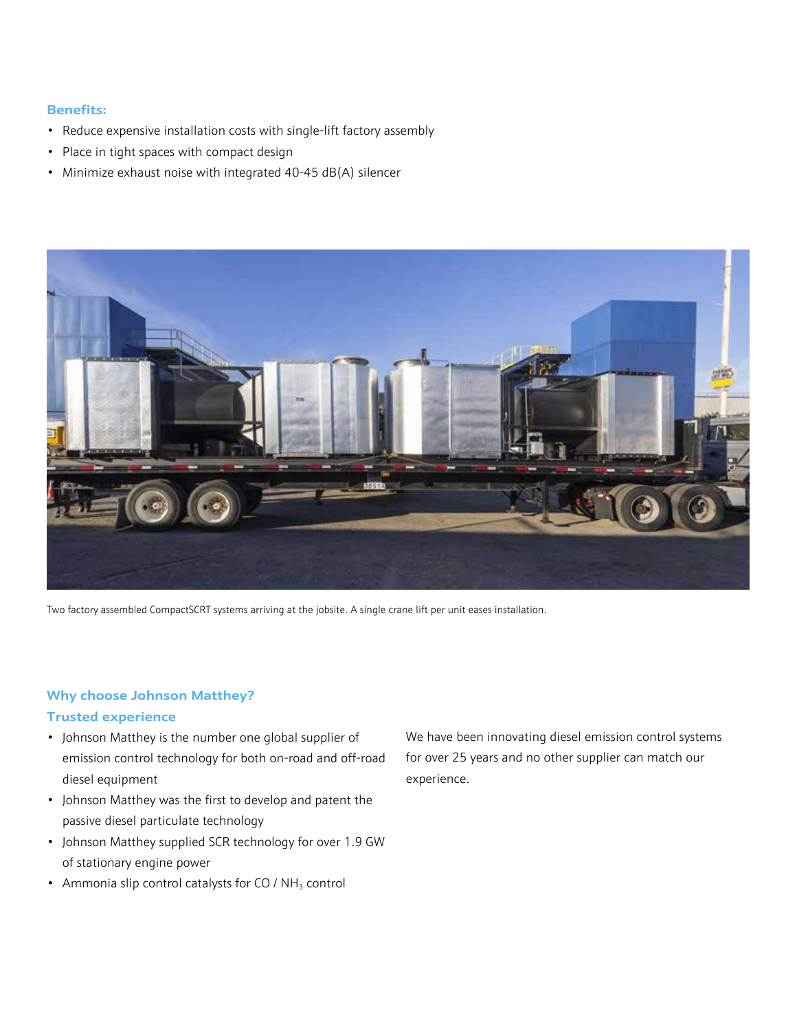### Benefits:

- Reduce expensive installation costs with single-lift factory assembly
- Place in tight spaces with compact design
- Minimize exhaust noise with integrated 40-45 dB(A) silencer

Two factory assembled CompactSCRT systems arriving at the jobsite. A single crane lift per unit eases installation.

## Why choose Johnson Matthey?

### Trusted experience

- Johnson Matthey is the number one global supplier of emission control technology for both on-road and off-road diesel equipment
- Johnson Matthey was the first to develop and patent the passive diesel particulate technology
- Johnson Matthey supplied SCR technology for over 1.9 GW of stationary engine power
- Ammonia slip control catalysts for CO / $NH_3$ control

We have been innovating diesel emission control systems for over 25 years and no other supplier can match our experience.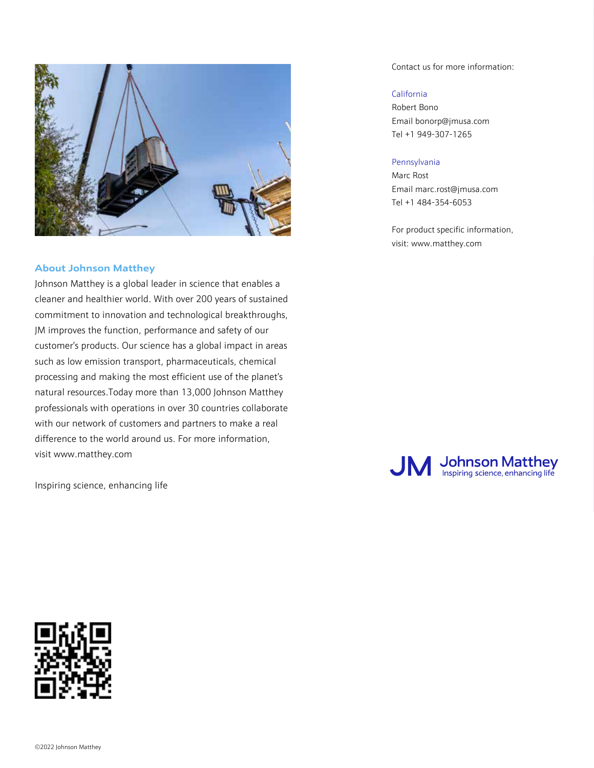## About Johnson Matthey

Johnson Matthey is a global leader in science that enables a cleaner and healthier world. With over 200 years of sustained commitment to innovation and technological breakthroughs, JM improves the function, performance and safety of our customer's products. Our science has a global impact in areas such as low emission transport, pharmaceuticals, chemical processing and making the most efficient use of the planet's natural resources.Today more than 13,000 Johnson Matthey professionals with operations in over 30 countries collaborate with our network of customers and partners to make a real difference to the world around us. For more information, visit www.matthey.com

Inspiring science, enhancing life

Contact us for more information:

**California**
Robert Bono
Email bonorp@jmusa.com
Tel +1 949-307-1265

**Pennsylvania**
Marc Rost
Email marc.rost@jmusa.com
Tel +1 484-354-6053

For product specific information, visit: www.matthey.com

JM Johnson Matthey
Inspiring science, enhancing life

©2022 Johnson Matthey